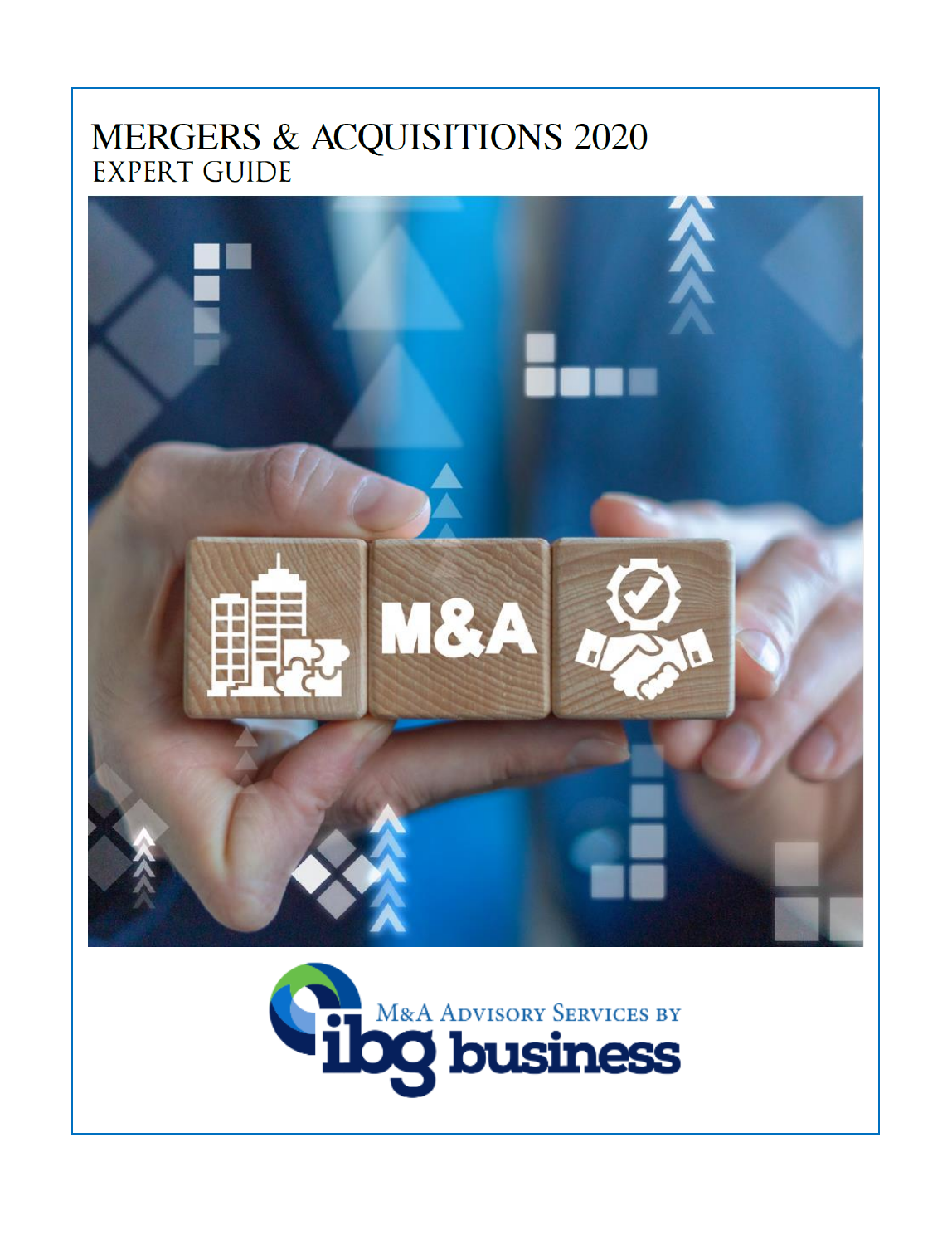# MERGERS & ACQUISITIONS 2020

## EXPERT GUIDE

M&A ADVISORY SERVICES BY

ibg business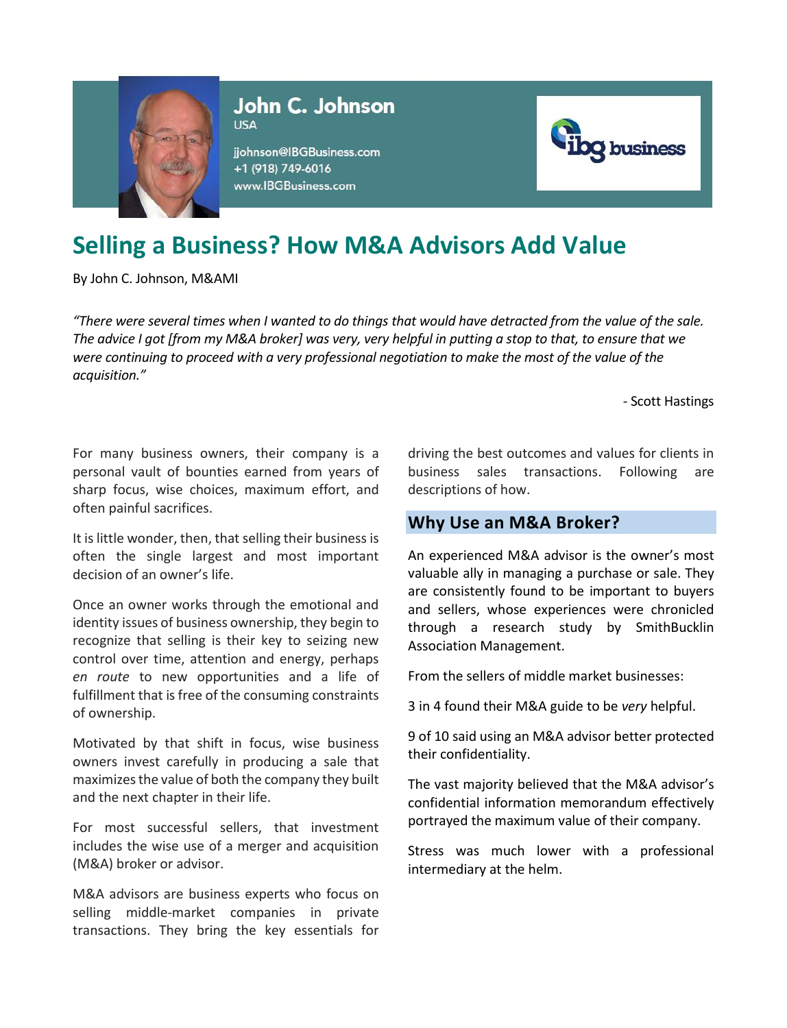**John C. Johnson**
USA

jjohnson@IBGBusiness.com
+1 (918) 749-6016
www.IBGBusiness.com

# Selling a Business? How M&A Advisors Add Value

By John C. Johnson, M&AMI

*"There were several times when I wanted to do things that would have detracted from the value of the sale. The advice I got [from my M&A broker] was very, very helpful in putting a stop to that, to ensure that we were continuing to proceed with a very professional negotiation to make the most of the value of the acquisition."*

- Scott Hastings

For many business owners, their company is a personal vault of bounties earned from years of sharp focus, wise choices, maximum effort, and often painful sacrifices.

It is little wonder, then, that selling their business is often the single largest and most important decision of an owner's life.

Once an owner works through the emotional and identity issues of business ownership, they begin to recognize that selling is their key to seizing new control over time, attention and energy, perhaps *en route* to new opportunities and a life of fulfillment that is free of the consuming constraints of ownership.

Motivated by that shift in focus, wise business owners invest carefully in producing a sale that maximizes the value of both the company they built and the next chapter in their life.

For most successful sellers, that investment includes the wise use of a merger and acquisition (M&A) broker or advisor.

M&A advisors are business experts who focus on selling middle-market companies in private transactions. They bring the key essentials for driving the best outcomes and values for clients in business sales transactions. Following are descriptions of how.

## Why Use an M&A Broker?

An experienced M&A advisor is the owner's most valuable ally in managing a purchase or sale. They are consistently found to be important to buyers and sellers, whose experiences were chronicled through a research study by SmithBucklin Association Management.

From the sellers of middle market businesses:

3 in 4 found their M&A guide to be *very* helpful.

9 of 10 said using an M&A advisor better protected their confidentiality.

The vast majority believed that the M&A advisor's confidential information memorandum effectively portrayed the maximum value of their company.

Stress was much lower with a professional intermediary at the helm.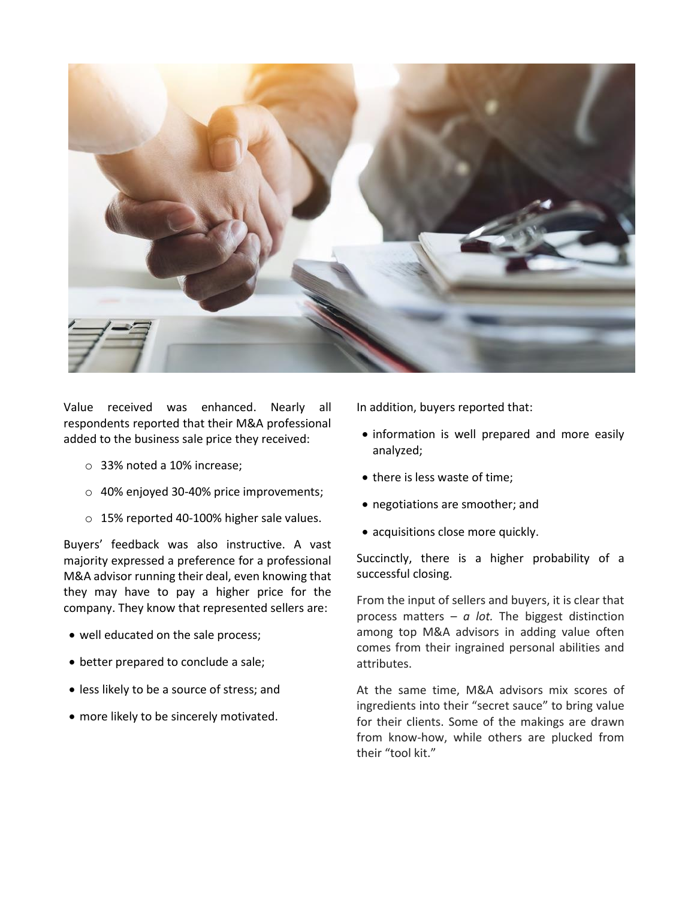Value received was enhanced. Nearly all respondents reported that their M&A professional added to the business sale price they received:

- 33% noted a 10% increase;
- 40% enjoyed 30-40% price improvements;
- 15% reported 40-100% higher sale values.

Buyers' feedback was also instructive. A vast majority expressed a preference for a professional M&A advisor running their deal, even knowing that they may have to pay a higher price for the company. They know that represented sellers are:

- well educated on the sale process;
- better prepared to conclude a sale;
- less likely to be a source of stress; and
- more likely to be sincerely motivated.

In addition, buyers reported that:

- information is well prepared and more easily analyzed;
- there is less waste of time;
- negotiations are smoother; and
- acquisitions close more quickly.

Succinctly, there is a higher probability of a successful closing.

From the input of sellers and buyers, it is clear that process matters – *a lot.* The biggest distinction among top M&A advisors in adding value often comes from their ingrained personal abilities and attributes.

At the same time, M&A advisors mix scores of ingredients into their "secret sauce" to bring value for their clients. Some of the makings are drawn from know-how, while others are plucked from their "tool kit."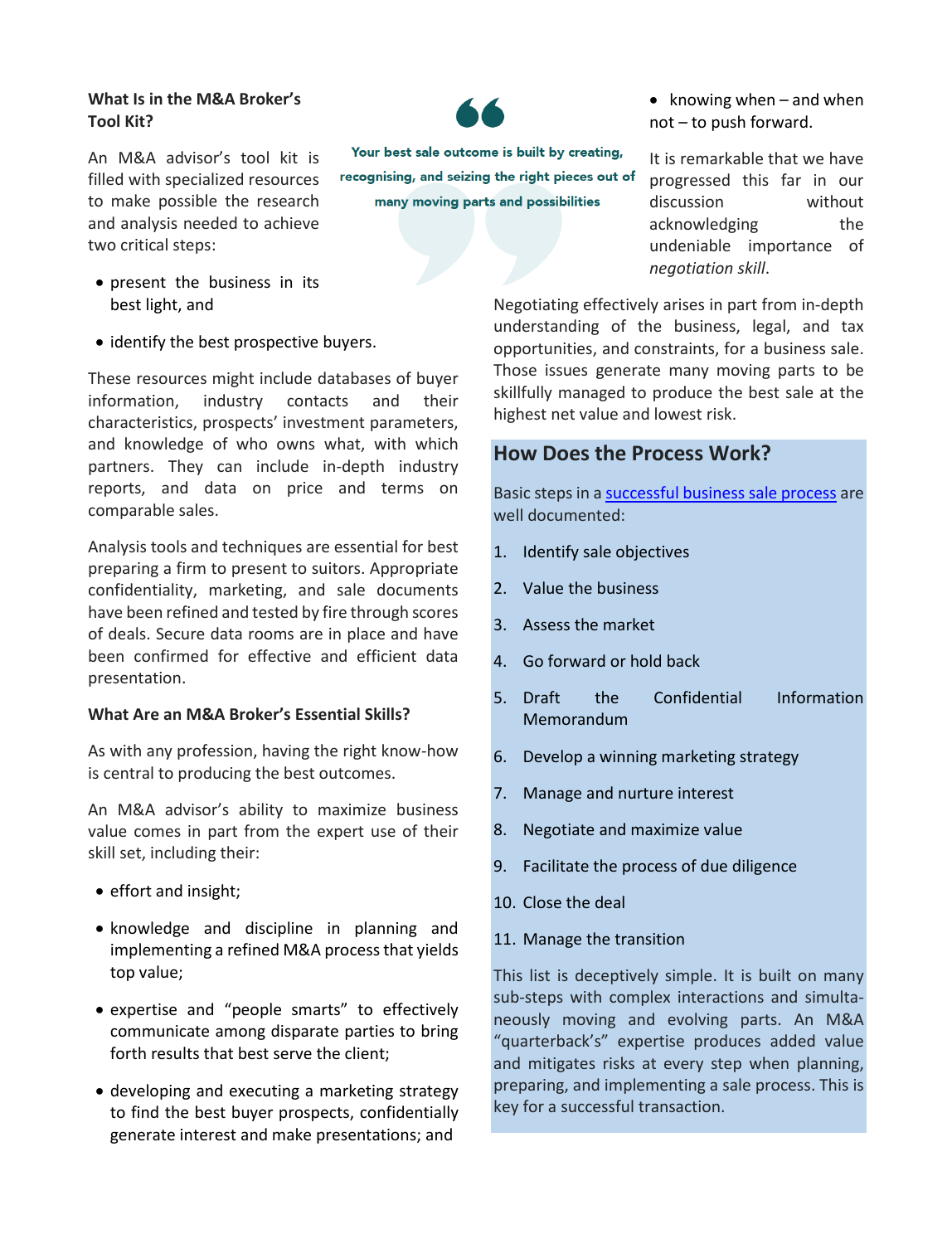**What Is in the M&A Broker's Tool Kit?**

An M&A advisor's tool kit is filled with specialized resources to make possible the research and analysis needed to achieve two critical steps:

- present the business in its best light, and
- identify the best prospective buyers.

These resources might include databases of buyer information, industry contacts and their characteristics, prospects' investment parameters, and knowledge of who owns what, with which partners. They can include in-depth industry reports, and data on price and terms on comparable sales.

Analysis tools and techniques are essential for best preparing a firm to present to suitors. Appropriate confidentiality, marketing, and sale documents have been refined and tested by fire through scores of deals. Secure data rooms are in place and have been confirmed for effective and efficient data presentation.

**What Are an M&A Broker's Essential Skills?**

As with any profession, having the right know-how is central to producing the best outcomes.

An M&A advisor's ability to maximize business value comes in part from the expert use of their skill set, including their:

- effort and insight;
- knowledge and discipline in planning and implementing a refined M&A process that yields top value;
- expertise and "people smarts" to effectively communicate among disparate parties to bring forth results that best serve the client;
- developing and executing a marketing strategy to find the best buyer prospects, confidentially generate interest and make presentations; and
- knowing when – and when not – to push forward.

> **Your best sale outcome is built by creating, recognising, and seizing the right pieces out of many moving parts and possibilities**

It is remarkable that we have progressed this far in our discussion without acknowledging the undeniable importance of *negotiation skill*.

Negotiating effectively arises in part from in-depth understanding of the business, legal, and tax opportunities, and constraints, for a business sale. Those issues generate many moving parts to be skillfully managed to produce the best sale at the highest net value and lowest risk.

## How Does the Process Work?

Basic steps in a successful business sale process are well documented:

1. Identify sale objectives
2. Value the business
3. Assess the market
4. Go forward or hold back
5. Draft the Confidential Information Memorandum
6. Develop a winning marketing strategy
7. Manage and nurture interest
8. Negotiate and maximize value
9. Facilitate the process of due diligence
10. Close the deal
11. Manage the transition

This list is deceptively simple. It is built on many sub-steps with complex interactions and simultaneously moving and evolving parts. An M&A "quarterback's" expertise produces added value and mitigates risks at every step when planning, preparing, and implementing a sale process. This is key for a successful transaction.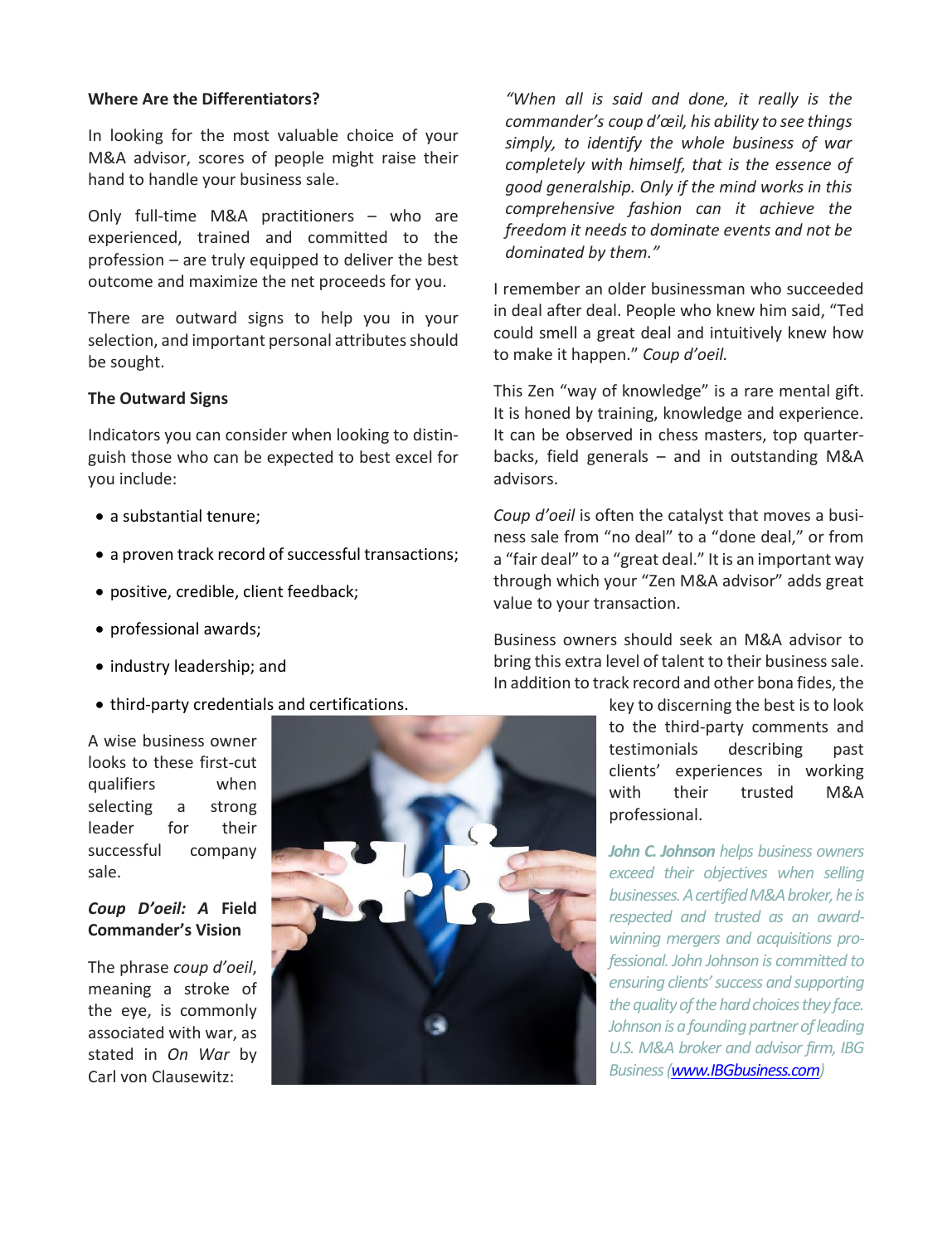### Where Are the Differentiators?

In looking for the most valuable choice of your M&A advisor, scores of people might raise their hand to handle your business sale.

Only full-time M&A practitioners – who are experienced, trained and committed to the profession – are truly equipped to deliver the best outcome and maximize the net proceeds for you.

There are outward signs to help you in your selection, and important personal attributes should be sought.

### The Outward Signs

Indicators you can consider when looking to distinguish those who can be expected to best excel for you include:

- a substantial tenure;
- a proven track record of successful transactions;
- positive, credible, client feedback;
- professional awards;
- industry leadership; and
- third-party credentials and certifications.

A wise business owner looks to these first-cut qualifiers when selecting a strong leader for their successful company sale.

### *Coup D'oeil: A* Field Commander's Vision

The phrase *coup d'oeil*, meaning a stroke of the eye, is commonly associated with war, as stated in *On War* by Carl von Clausewitz:

*"When all is said and done, it really is the commander's coup d'œil, his ability to see things simply, to identify the whole business of war completely with himself, that is the essence of good generalship. Only if the mind works in this comprehensive fashion can it achieve the freedom it needs to dominate events and not be dominated by them."*

I remember an older businessman who succeeded in deal after deal. People who knew him said, "Ted could smell a great deal and intuitively knew how to make it happen." *Coup d'oeil.*

This Zen "way of knowledge" is a rare mental gift. It is honed by training, knowledge and experience. It can be observed in chess masters, top quarterbacks, field generals – and in outstanding M&A advisors.

*Coup d'oeil* is often the catalyst that moves a business sale from "no deal" to a "done deal," or from a "fair deal" to a "great deal." It is an important way through which your "Zen M&A advisor" adds great value to your transaction.

Business owners should seek an M&A advisor to bring this extra level of talent to their business sale. In addition to track record and other bona fides, the key to discerning the best is to look to the third-party comments and testimonials describing past clients' experiences in working with their trusted M&A professional.

***John C. Johnson*** *helps business owners exceed their objectives when selling businesses. A certified M&A broker, he is respected and trusted as an award-winning mergers and acquisitions professional. John Johnson is committed to ensuring clients' success and supporting the quality of the hard choices they face. Johnson is a founding partner of leading U.S. M&A broker and advisor firm, IBG Business (www.IBGbusiness.com)*